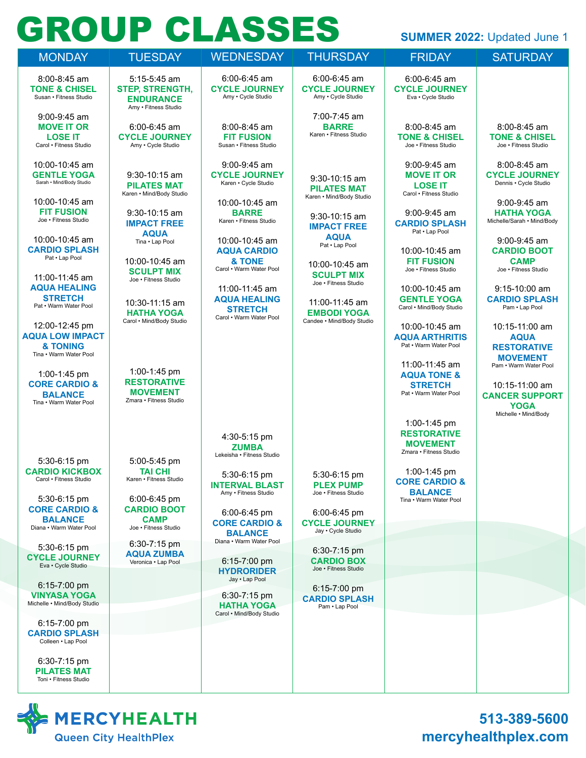# GROUP CLASSES

**SUMMER 2022:** Updated June 1

## MONDAY

- 8:00-8:45 am — **TONE & CHISEL** — Susan • Fitness Studio
- 9:00-9:45 am — **MOVE IT OR LOSE IT** — Carol • Fitness Studio
- 10:00-10:45 am — **GENTLE YOGA** — Sarah • Mind/Body Studio
- 10:00-10:45 am — **FIT FUSION** — Joe • Fitness Studio
- 10:00-10:45 am — **CARDIO SPLASH** — Pat • Lap Pool
- 11:00-11:45 am — **AQUA HEALING STRETCH** — Pat • Warm Water Pool
- 12:00-12:45 pm — **AQUA LOW IMPACT & TONING** — Tina • Warm Water Pool
- 1:00-1:45 pm — **CORE CARDIO & BALANCE** — Tina • Warm Water Pool
- 5:30-6:15 pm — **CARDIO KICKBOX** — Carol • Fitness Studio
- 5:30-6:15 pm — **CORE CARDIO & BALANCE** — Diana • Warm Water Pool
- 5:30-6:15 pm — **CYCLE JOURNEY** — Eva • Cycle Studio
- 6:15-7:00 pm — **VINYASA YOGA** — Michelle • Mind/Body Studio
- 6:15-7:00 pm — **CARDIO SPLASH** — Colleen • Lap Pool
- 6:30-7:15 pm — **PILATES MAT** — Toni • Fitness Studio

## TUESDAY

- 5:15-5:45 am — **STEP, STRENGTH, ENDURANCE** — Amy • Fitness Studio
- 6:00-6:45 am — **CYCLE JOURNEY** — Amy • Cycle Studio
- 9:30-10:15 am — **PILATES MAT** — Karen • Mind/Body Studio
- 9:30-10:15 am — **IMPACT FREE AQUA** — Tina • Lap Pool
- 10:00-10:45 am — **SCULPT MIX** — Joe • Fitness Studio
- 10:30-11:15 am — **HATHA YOGA** — Carol • Mind/Body Studio
- 1:00-1:45 pm — **RESTORATIVE MOVEMENT** — Zmara • Fitness Studio
- 5:00-5:45 pm — **TAI CHI** — Karen • Fitness Studio
- 6:00-6:45 pm — **CARDIO BOOT CAMP** — Joe • Fitness Studio
- 6:30-7:15 pm — **AQUA ZUMBA** — Veronica • Lap Pool

## WEDNESDAY

- 6:00-6:45 am — **CYCLE JOURNEY** — Amy • Cycle Studio
- 8:00-8:45 am — **FIT FUSION** — Susan • Fitness Studio
- 9:00-9:45 am — **CYCLE JOURNEY** — Karen • Cycle Studio
- 10:00-10:45 am — **BARRE** — Karen • Fitness Studio
- 10:00-10:45 am — **AQUA CARDIO & TONE** — Carol • Warm Water Pool
- 11:00-11:45 am — **AQUA HEALING STRETCH** — Carol • Warm Water Pool
- 4:30-5:15 pm — **ZUMBA** — Lekeisha • Fitness Studio
- 5:30-6:15 pm — **INTERVAL BLAST** — Amy • Fitness Studio
- 6:00-6:45 pm — **CORE CARDIO & BALANCE** — Diana • Warm Water Pool
- 6:15-7:00 pm — **HYDRORIDER** — Jay • Lap Pool
- 6:30-7:15 pm — **HATHA YOGA** — Carol • Mind/Body Studio

## THURSDAY

- 6:00-6:45 am — **CYCLE JOURNEY** — Amy • Cycle Studio
- 7:00-7:45 am — **BARRE** — Karen • Fitness Studio
- 9:30-10:15 am — **PILATES MAT** — Karen • Mind/Body Studio
- 9:30-10:15 am — **IMPACT FREE AQUA** — Pat • Lap Pool
- 10:00-10:45 am — **SCULPT MIX** — Joe • Fitness Studio
- 11:00-11:45 am — **EMBODI YOGA** — Candee • Mind/Body Studio
- 5:30-6:15 pm — **PLEX PUMP** — Joe • Fitness Studio
- 6:00-6:45 pm — **CYCLE JOURNEY** — Jay • Cycle Studio
- 6:30-7:15 pm — **CARDIO BOX** — Joe • Fitness Studio
- 6:15-7:00 pm — **CARDIO SPLASH** — Pam • Lap Pool

## FRIDAY

- 6:00-6:45 am — **CYCLE JOURNEY** — Eva • Cycle Studio
- 8:00-8:45 am — **TONE & CHISEL** — Joe • Fitness Studio
- 9:00-9:45 am — **MOVE IT OR LOSE IT** — Carol • Fitness Studio
- 9:00-9:45 am — **CARDIO SPLASH** — Pat • Lap Pool
- 10:00-10:45 am — **FIT FUSION** — Joe • Fitness Studio
- 10:00-10:45 am — **GENTLE YOGA** — Carol • Mind/Body Studio
- 10:00-10:45 am — **AQUA ARTHRITIS** — Pat • Warm Water Pool
- 11:00-11:45 am — **AQUA TONE & STRETCH** — Pat • Warm Water Pool
- 1:00-1:45 pm — **RESTORATIVE MOVEMENT** — Zmara • Fitness Studio
- 1:00-1:45 pm — **CORE CARDIO & BALANCE** — Tina • Warm Water Pool

## SATURDAY

- 8:00-8:45 am — **TONE & CHISEL** — Joe • Fitness Studio
- 8:00-8:45 am — **CYCLE JOURNEY** — Dennis • Cycle Studio
- 9:00-9:45 am — **HATHA YOGA** — Michelle/Sarah • Mind/Body
- 9:00-9:45 am — **CARDIO BOOT CAMP** — Joe • Fitness Studio
- 9:15-10:00 am — **CARDIO SPLASH** — Pam • Lap Pool
- 10:15-11:00 am — **AQUA RESTORATIVE MOVEMENT** — Pam • Warm Water Pool
- 10:15-11:00 am — **CANCER SUPPORT YOGA** — Michelle • Mind/Body

---

**MERCYHEALTH**
Queen City HealthPlex

**513-389-5600**
**mercyhealthplex.com**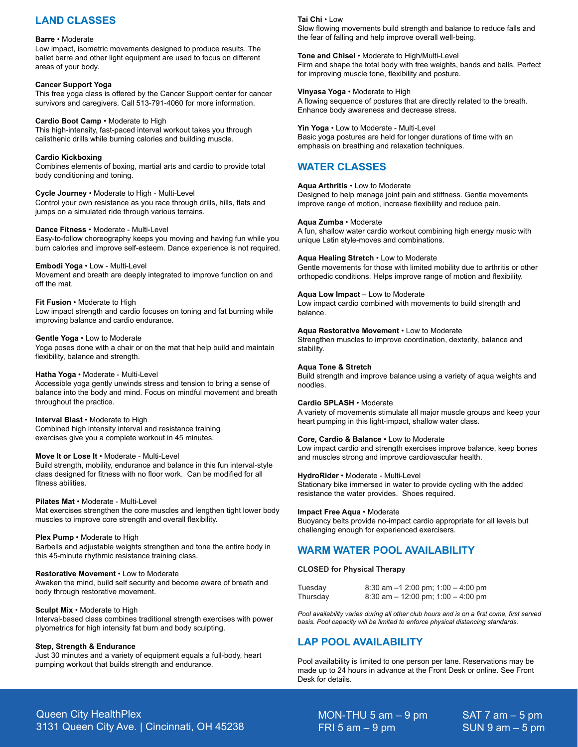## LAND CLASSES

**Barre** • Moderate
Low impact, isometric movements designed to produce results. The ballet barre and other light equipment are used to focus on different areas of your body.

**Cancer Support Yoga**
This free yoga class is offered by the Cancer Support center for cancer survivors and caregivers. Call 513-791-4060 for more information.

**Cardio Boot Camp** • Moderate to High
This high-intensity, fast-paced interval workout takes you through calisthenic drills while burning calories and building muscle.

**Cardio Kickboxing**
Combines elements of boxing, martial arts and cardio to provide total body conditioning and toning.

**Cycle Journey** • Moderate to High - Multi-Level
Control your own resistance as you race through drills, hills, flats and jumps on a simulated ride through various terrains.

**Dance Fitness** • Moderate - Multi-Level
Easy-to-follow choreography keeps you moving and having fun while you burn calories and improve self-esteem. Dance experience is not required.

**Embodi Yoga** • Low - Multi-Level
Movement and breath are deeply integrated to improve function on and off the mat.

**Fit Fusion** • Moderate to High
Low impact strength and cardio focuses on toning and fat burning while improving balance and cardio endurance.

**Gentle Yoga** • Low to Moderate
Yoga poses done with a chair or on the mat that help build and maintain flexibility, balance and strength.

**Hatha Yoga** • Moderate - Multi-Level
Accessible yoga gently unwinds stress and tension to bring a sense of balance into the body and mind. Focus on mindful movement and breath throughout the practice.

**Interval Blast** • Moderate to High
Combined high intensity interval and resistance training exercises give you a complete workout in 45 minutes.

**Move It or Lose It** • Moderate - Multi-Level
Build strength, mobility, endurance and balance in this fun interval-style class designed for fitness with no floor work. Can be modified for all fitness abilities.

**Pilates Mat** • Moderate - Multi-Level
Mat exercises strengthen the core muscles and lengthen tight lower body muscles to improve core strength and overall flexibility.

**Plex Pump** • Moderate to High
Barbells and adjustable weights strengthen and tone the entire body in this 45-minute rhythmic resistance training class.

**Restorative Movement** • Low to Moderate
Awaken the mind, build self security and become aware of breath and body through restorative movement.

**Sculpt Mix** • Moderate to High
Interval-based class combines traditional strength exercises with power plyometrics for high intensity fat burn and body sculpting.

**Step, Strength & Endurance**
Just 30 minutes and a variety of equipment equals a full-body, heart pumping workout that builds strength and endurance.

**Tai Chi** • Low
Slow flowing movements build strength and balance to reduce falls and the fear of falling and help improve overall well-being.

**Tone and Chisel** • Moderate to High/Multi-Level
Firm and shape the total body with free weights, bands and balls. Perfect for improving muscle tone, flexibility and posture.

**Vinyasa Yoga** • Moderate to High
A flowing sequence of postures that are directly related to the breath. Enhance body awareness and decrease stress.

**Yin Yoga** • Low to Moderate - Multi-Level
Basic yoga postures are held for longer durations of time with an emphasis on breathing and relaxation techniques.

## WATER CLASSES

**Aqua Arthritis** • Low to Moderate
Designed to help manage joint pain and stiffness. Gentle movements improve range of motion, increase flexibility and reduce pain.

**Aqua Zumba** • Moderate
A fun, shallow water cardio workout combining high energy music with unique Latin style-moves and combinations.

**Aqua Healing Stretch** • Low to Moderate
Gentle movements for those with limited mobility due to arthritis or other orthopedic conditions. Helps improve range of motion and flexibility.

**Aqua Low Impact** – Low to Moderate
Low impact cardio combined with movements to build strength and balance.

**Aqua Restorative Movement** • Low to Moderate
Strengthen muscles to improve coordination, dexterity, balance and stability.

**Aqua Tone & Stretch**
Build strength and improve balance using a variety of aqua weights and noodles.

**Cardio SPLASH** • Moderate
A variety of movements stimulate all major muscle groups and keep your heart pumping in this light-impact, shallow water class.

**Core, Cardio & Balance** • Low to Moderate
Low impact cardio and strength exercises improve balance, keep bones and muscles strong and improve cardiovascular health.

**HydroRider** • Moderate - Multi-Level
Stationary bike immersed in water to provide cycling with the added resistance the water provides. Shoes required.

**Impact Free Aqua** • Moderate
Buoyancy belts provide no-impact cardio appropriate for all levels but challenging enough for experienced exercisers.

## WARM WATER POOL AVAILABILITY

**CLOSED for Physical Therapy**

| | |
|---|---|
| Tuesday | 8:30 am –1 2:00 pm; 1:00 – 4:00 pm |
| Thursday | 8:30 am – 12:00 pm; 1:00 – 4:00 pm |

*Pool availability varies during all other club hours and is on a first come, first served basis. Pool capacity will be limited to enforce physical distancing standards.*

## LAP POOL AVAILABILITY

Pool availability is limited to one person per lane. Reservations may be made up to 24 hours in advance at the Front Desk or online. See Front Desk for details.

Queen City HealthPlex
3131 Queen City Ave. | Cincinnati, OH 45238

MON-THU 5 am – 9 pm
FRI 5 am – 9 pm

SAT 7 am – 5 pm
SUN 9 am – 5 pm